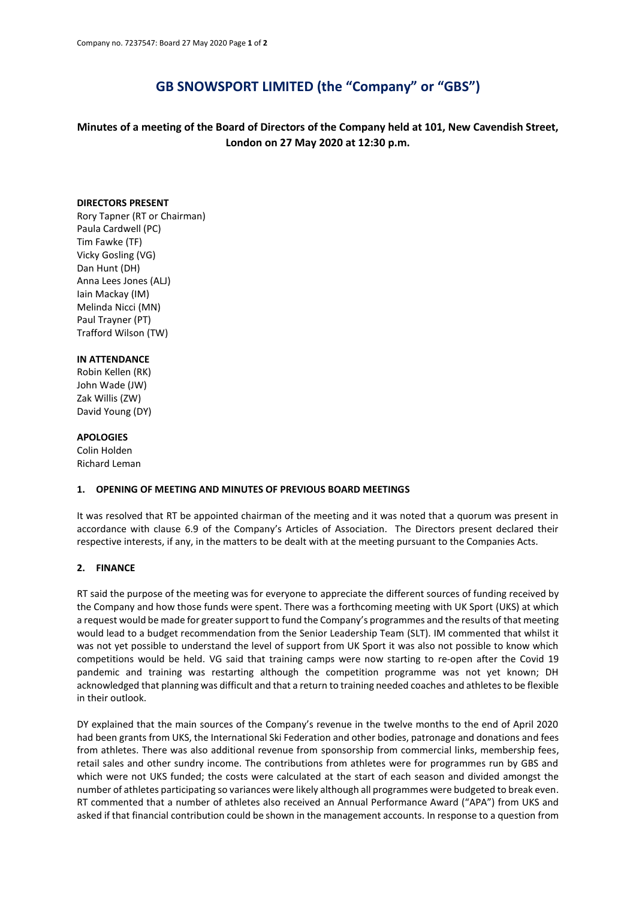# GB SNOWSPORT LIMITED (the "Company" or "GBS")

## Minutes of a meeting of the Board of Directors of the Company held at 101, New Cavendish Street, London on 27 May 2020 at 12:30 p.m.

**DIRECTORS PRESENT**

Rory Tapner (RT or Chairman)
Paula Cardwell (PC)
Tim Fawke (TF)
Vicky Gosling (VG)
Dan Hunt (DH)
Anna Lees Jones (ALJ)
Iain Mackay (IM)
Melinda Nicci (MN)
Paul Trayner (PT)
Trafford Wilson (TW)

**IN ATTENDANCE**

Robin Kellen (RK)
John Wade (JW)
Zak Willis (ZW)
David Young (DY)

**APOLOGIES**

Colin Holden
Richard Leman

### 1. OPENING OF MEETING AND MINUTES OF PREVIOUS BOARD MEETINGS

It was resolved that RT be appointed chairman of the meeting and it was noted that a quorum was present in accordance with clause 6.9 of the Company's Articles of Association. The Directors present declared their respective interests, if any, in the matters to be dealt with at the meeting pursuant to the Companies Acts.

### 2. FINANCE

RT said the purpose of the meeting was for everyone to appreciate the different sources of funding received by the Company and how those funds were spent. There was a forthcoming meeting with UK Sport (UKS) at which a request would be made for greater support to fund the Company's programmes and the results of that meeting would lead to a budget recommendation from the Senior Leadership Team (SLT). IM commented that whilst it was not yet possible to understand the level of support from UK Sport it was also not possible to know which competitions would be held. VG said that training camps were now starting to re-open after the Covid 19 pandemic and training was restarting although the competition programme was not yet known; DH acknowledged that planning was difficult and that a return to training needed coaches and athletes to be flexible in their outlook.

DY explained that the main sources of the Company's revenue in the twelve months to the end of April 2020 had been grants from UKS, the International Ski Federation and other bodies, patronage and donations and fees from athletes. There was also additional revenue from sponsorship from commercial links, membership fees, retail sales and other sundry income. The contributions from athletes were for programmes run by GBS and which were not UKS funded; the costs were calculated at the start of each season and divided amongst the number of athletes participating so variances were likely although all programmes were budgeted to break even. RT commented that a number of athletes also received an Annual Performance Award ("APA") from UKS and asked if that financial contribution could be shown in the management accounts. In response to a question from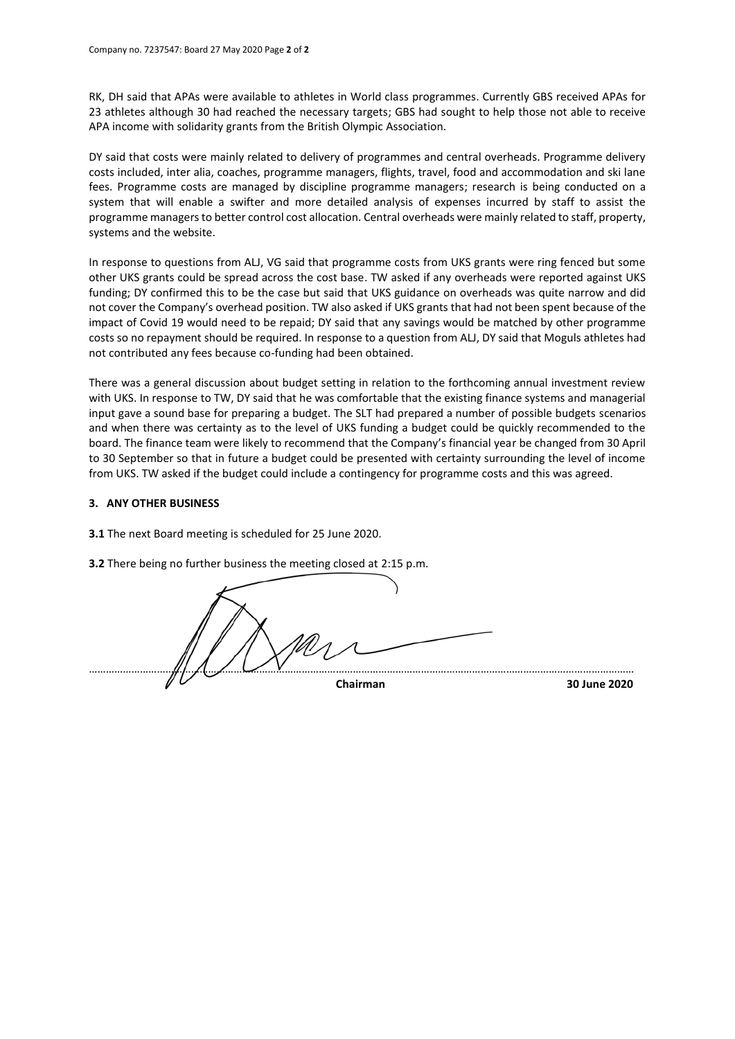RK, DH said that APAs were available to athletes in World class programmes. Currently GBS received APAs for 23 athletes although 30 had reached the necessary targets; GBS had sought to help those not able to receive APA income with solidarity grants from the British Olympic Association.

DY said that costs were mainly related to delivery of programmes and central overheads. Programme delivery costs included, inter alia, coaches, programme managers, flights, travel, food and accommodation and ski lane fees. Programme costs are managed by discipline programme managers; research is being conducted on a system that will enable a swifter and more detailed analysis of expenses incurred by staff to assist the programme managers to better control cost allocation. Central overheads were mainly related to staff, property, systems and the website.

In response to questions from ALJ, VG said that programme costs from UKS grants were ring fenced but some other UKS grants could be spread across the cost base. TW asked if any overheads were reported against UKS funding; DY confirmed this to be the case but said that UKS guidance on overheads was quite narrow and did not cover the Company's overhead position. TW also asked if UKS grants that had not been spent because of the impact of Covid 19 would need to be repaid; DY said that any savings would be matched by other programme costs so no repayment should be required. In response to a question from ALJ, DY said that Moguls athletes had not contributed any fees because co-funding had been obtained.

There was a general discussion about budget setting in relation to the forthcoming annual investment review with UKS. In response to TW, DY said that he was comfortable that the existing finance systems and managerial input gave a sound base for preparing a budget. The SLT had prepared a number of possible budgets scenarios and when there was certainty as to the level of UKS funding a budget could be quickly recommended to the board. The finance team were likely to recommend that the Company's financial year be changed from 30 April to 30 September so that in future a budget could be presented with certainty surrounding the level of income from UKS. TW asked if the budget could include a contingency for programme costs and this was agreed.

### 3. ANY OTHER BUSINESS

**3.1** The next Board meeting is scheduled for 25 June 2020.

**3.2** There being no further business the meeting closed at 2:15 p.m.

…………………………………………………………………………………………………………………………

**Chairman** **30 June 2020**